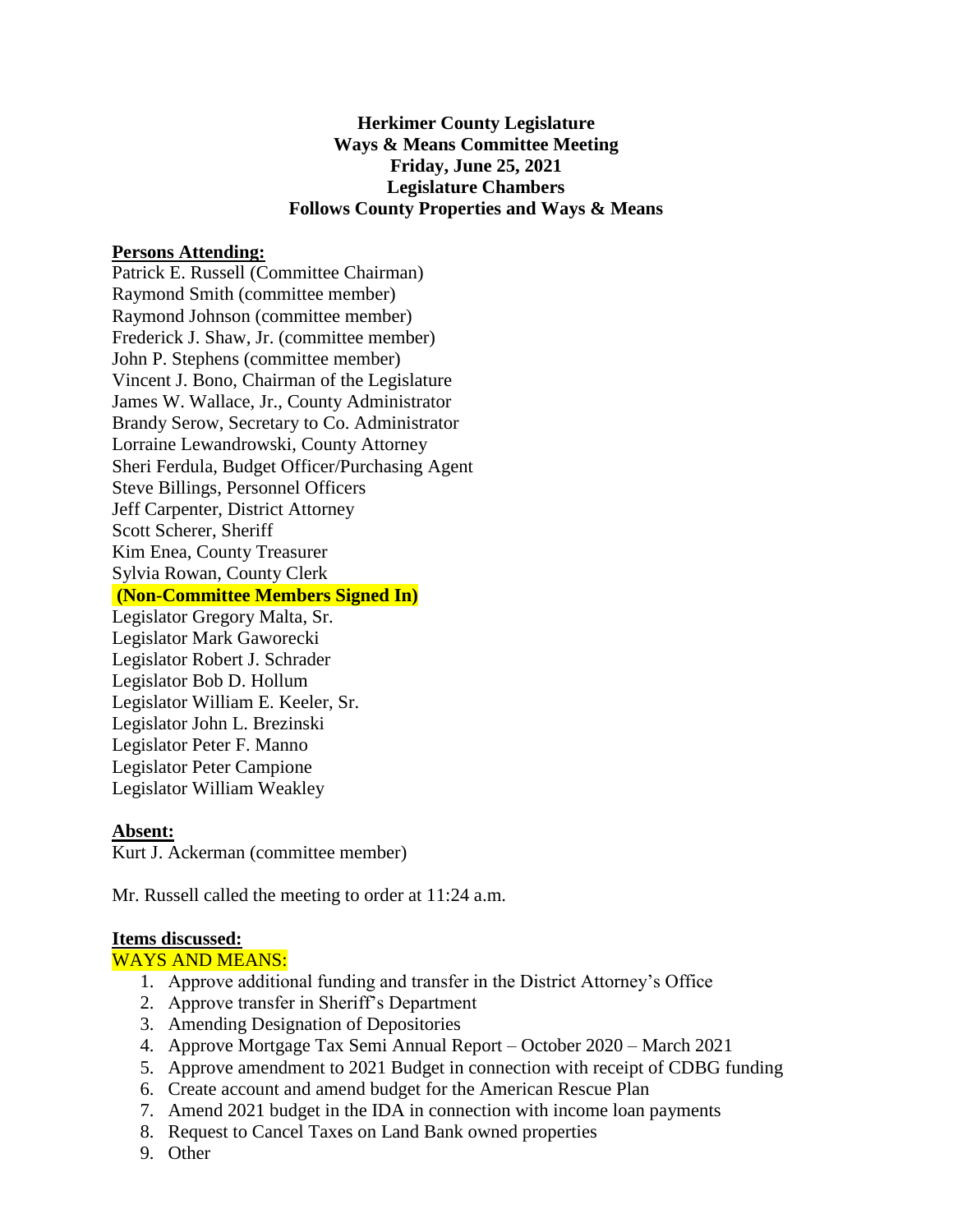**Herkimer County Legislature**
**Ways & Means Committee Meeting**
**Friday, June 25, 2021**
**Legislature Chambers**
**Follows County Properties and Ways & Means**

**Persons Attending:**

Patrick E. Russell (Committee Chairman)
Raymond Smith (committee member)
Raymond Johnson (committee member)
Frederick J. Shaw, Jr. (committee member)
John P. Stephens (committee member)
Vincent J. Bono, Chairman of the Legislature
James W. Wallace, Jr., County Administrator
Brandy Serow, Secretary to Co. Administrator
Lorraine Lewandrowski, County Attorney
Sheri Ferdula, Budget Officer/Purchasing Agent
Steve Billings, Personnel Officers
Jeff Carpenter, District Attorney
Scott Scherer, Sheriff
Kim Enea, County Treasurer
Sylvia Rowan, County Clerk

**(Non-Committee Members Signed In)**

Legislator Gregory Malta, Sr.
Legislator Mark Gaworecki
Legislator Robert J. Schrader
Legislator Bob D. Hollum
Legislator William E. Keeler, Sr.
Legislator John L. Brezinski
Legislator Peter F. Manno
Legislator Peter Campione
Legislator William Weakley

**Absent:**

Kurt J. Ackerman (committee member)

Mr. Russell called the meeting to order at 11:24 a.m.

**Items discussed:**

WAYS AND MEANS:

1. Approve additional funding and transfer in the District Attorney's Office
2. Approve transfer in Sheriff's Department
3. Amending Designation of Depositories
4. Approve Mortgage Tax Semi Annual Report – October 2020 – March 2021
5. Approve amendment to 2021 Budget in connection with receipt of CDBG funding
6. Create account and amend budget for the American Rescue Plan
7. Amend 2021 budget in the IDA in connection with income loan payments
8. Request to Cancel Taxes on Land Bank owned properties
9. Other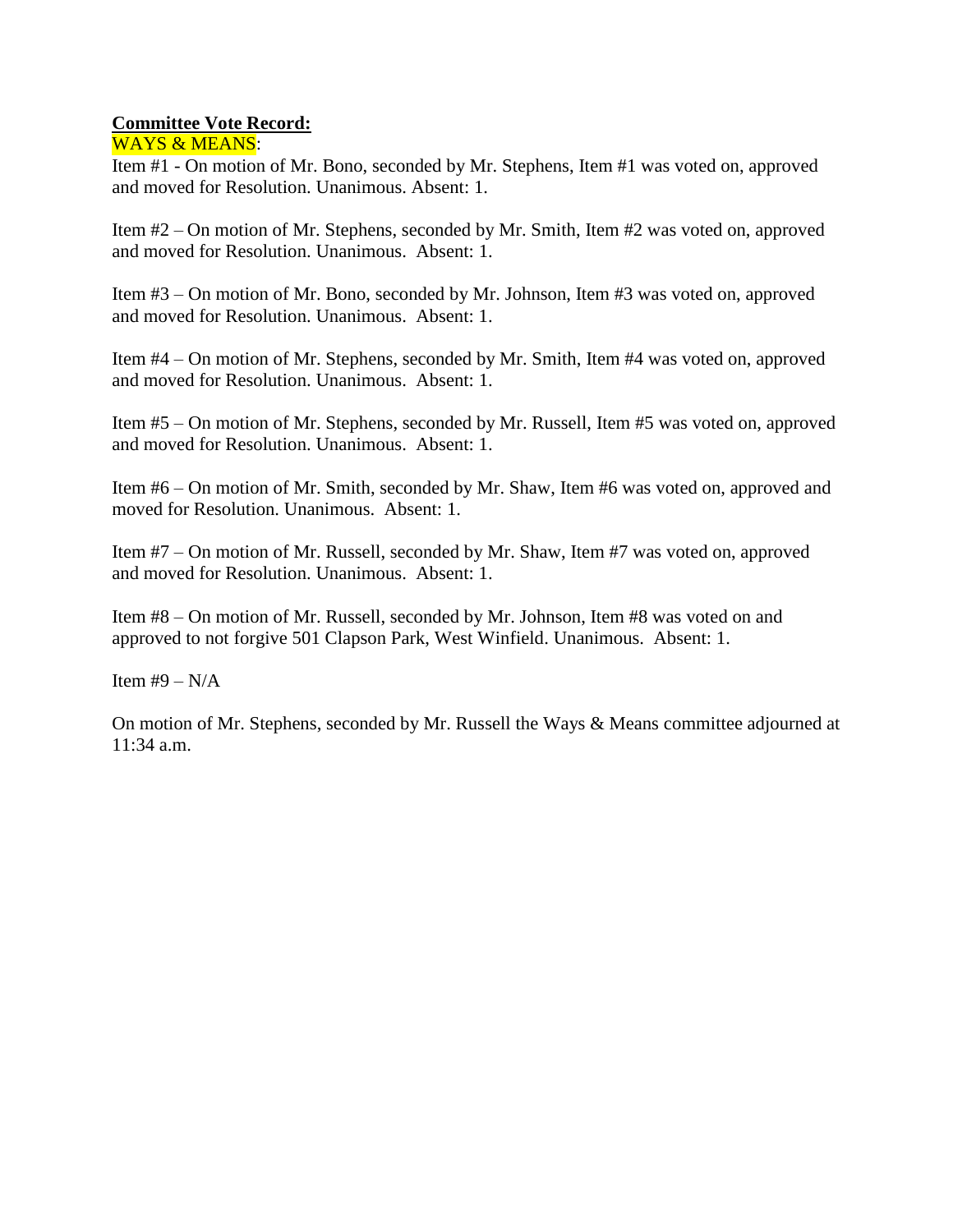**Committee Vote Record:**

WAYS & MEANS:

Item #1 - On motion of Mr. Bono, seconded by Mr. Stephens, Item #1 was voted on, approved and moved for Resolution. Unanimous. Absent: 1.

Item #2 – On motion of Mr. Stephens, seconded by Mr. Smith, Item #2 was voted on, approved and moved for Resolution. Unanimous. Absent: 1.

Item #3 – On motion of Mr. Bono, seconded by Mr. Johnson, Item #3 was voted on, approved and moved for Resolution. Unanimous. Absent: 1.

Item #4 – On motion of Mr. Stephens, seconded by Mr. Smith, Item #4 was voted on, approved and moved for Resolution. Unanimous. Absent: 1.

Item #5 – On motion of Mr. Stephens, seconded by Mr. Russell, Item #5 was voted on, approved and moved for Resolution. Unanimous. Absent: 1.

Item #6 – On motion of Mr. Smith, seconded by Mr. Shaw, Item #6 was voted on, approved and moved for Resolution. Unanimous. Absent: 1.

Item #7 – On motion of Mr. Russell, seconded by Mr. Shaw, Item #7 was voted on, approved and moved for Resolution. Unanimous. Absent: 1.

Item #8 – On motion of Mr. Russell, seconded by Mr. Johnson, Item #8 was voted on and approved to not forgive 501 Clapson Park, West Winfield. Unanimous. Absent: 1.

Item #9 – N/A

On motion of Mr. Stephens, seconded by Mr. Russell the Ways & Means committee adjourned at 11:34 a.m.